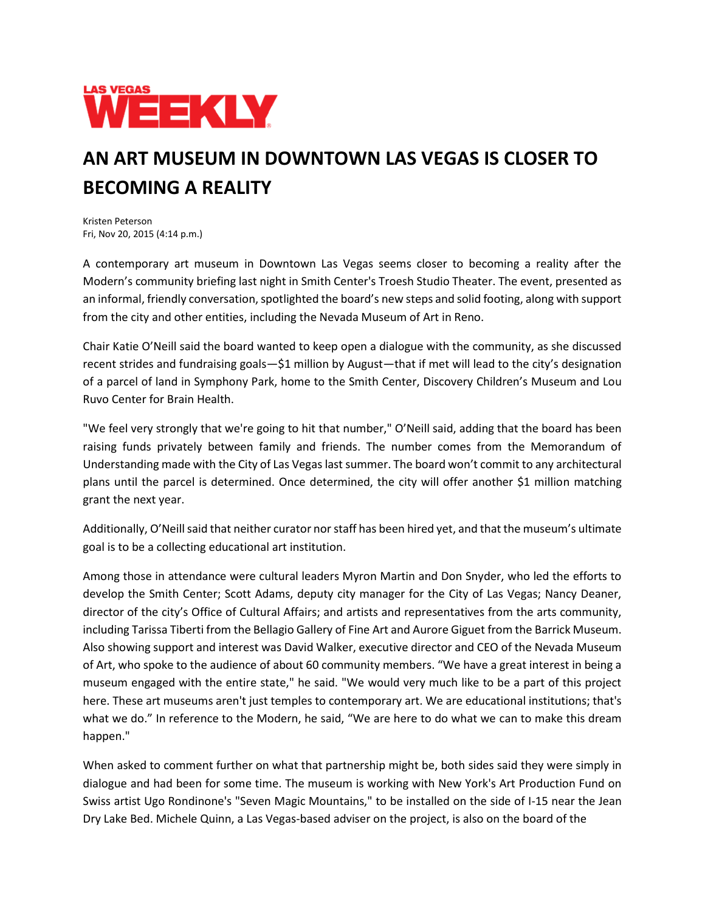LAS VEGAS WEEKLY

# AN ART MUSEUM IN DOWNTOWN LAS VEGAS IS CLOSER TO BECOMING A REALITY

Kristen Peterson
Fri, Nov 20, 2015 (4:14 p.m.)

A contemporary art museum in Downtown Las Vegas seems closer to becoming a reality after the Modern's community briefing last night in Smith Center's Troesh Studio Theater. The event, presented as an informal, friendly conversation, spotlighted the board's new steps and solid footing, along with support from the city and other entities, including the Nevada Museum of Art in Reno.

Chair Katie O'Neill said the board wanted to keep open a dialogue with the community, as she discussed recent strides and fundraising goals—$1 million by August—that if met will lead to the city's designation of a parcel of land in Symphony Park, home to the Smith Center, Discovery Children's Museum and Lou Ruvo Center for Brain Health.

"We feel very strongly that we're going to hit that number," O'Neill said, adding that the board has been raising funds privately between family and friends. The number comes from the Memorandum of Understanding made with the City of Las Vegas last summer. The board won't commit to any architectural plans until the parcel is determined. Once determined, the city will offer another $1 million matching grant the next year.

Additionally, O'Neill said that neither curator nor staff has been hired yet, and that the museum's ultimate goal is to be a collecting educational art institution.

Among those in attendance were cultural leaders Myron Martin and Don Snyder, who led the efforts to develop the Smith Center; Scott Adams, deputy city manager for the City of Las Vegas; Nancy Deaner, director of the city's Office of Cultural Affairs; and artists and representatives from the arts community, including Tarissa Tiberti from the Bellagio Gallery of Fine Art and Aurore Giguet from the Barrick Museum. Also showing support and interest was David Walker, executive director and CEO of the Nevada Museum of Art, who spoke to the audience of about 60 community members. "We have a great interest in being a museum engaged with the entire state," he said. "We would very much like to be a part of this project here. These art museums aren't just temples to contemporary art. We are educational institutions; that's what we do." In reference to the Modern, he said, "We are here to do what we can to make this dream happen."

When asked to comment further on what that partnership might be, both sides said they were simply in dialogue and had been for some time. The museum is working with New York's Art Production Fund on Swiss artist Ugo Rondinone's "Seven Magic Mountains," to be installed on the side of I-15 near the Jean Dry Lake Bed. Michele Quinn, a Las Vegas-based adviser on the project, is also on the board of the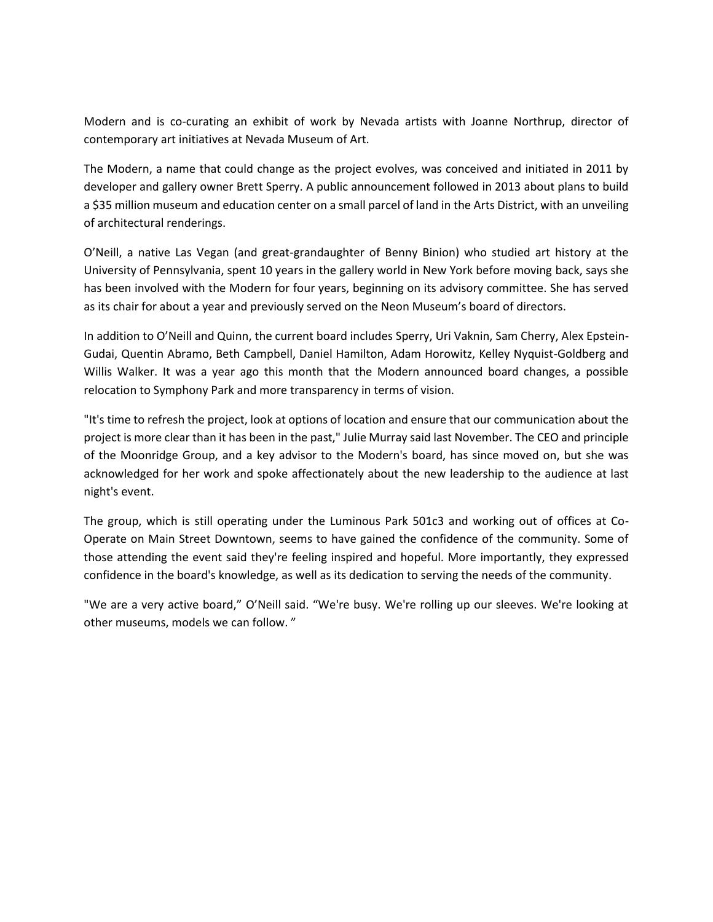Modern and is co-curating an exhibit of work by Nevada artists with Joanne Northrup, director of contemporary art initiatives at Nevada Museum of Art.

The Modern, a name that could change as the project evolves, was conceived and initiated in 2011 by developer and gallery owner Brett Sperry. A public announcement followed in 2013 about plans to build a $35 million museum and education center on a small parcel of land in the Arts District, with an unveiling of architectural renderings.

O'Neill, a native Las Vegan (and great-grandaughter of Benny Binion) who studied art history at the University of Pennsylvania, spent 10 years in the gallery world in New York before moving back, says she has been involved with the Modern for four years, beginning on its advisory committee. She has served as its chair for about a year and previously served on the Neon Museum's board of directors.

In addition to O'Neill and Quinn, the current board includes Sperry, Uri Vaknin, Sam Cherry, Alex Epstein-Gudai, Quentin Abramo, Beth Campbell, Daniel Hamilton, Adam Horowitz, Kelley Nyquist-Goldberg and Willis Walker. It was a year ago this month that the Modern announced board changes, a possible relocation to Symphony Park and more transparency in terms of vision.

"It's time to refresh the project, look at options of location and ensure that our communication about the project is more clear than it has been in the past," Julie Murray said last November. The CEO and principle of the Moonridge Group, and a key advisor to the Modern's board, has since moved on, but she was acknowledged for her work and spoke affectionately about the new leadership to the audience at last night's event.

The group, which is still operating under the Luminous Park 501c3 and working out of offices at Co-Operate on Main Street Downtown, seems to have gained the confidence of the community. Some of those attending the event said they're feeling inspired and hopeful. More importantly, they expressed confidence in the board's knowledge, as well as its dedication to serving the needs of the community.

"We are a very active board," O'Neill said. "We're busy. We're rolling up our sleeves. We're looking at other museums, models we can follow. "